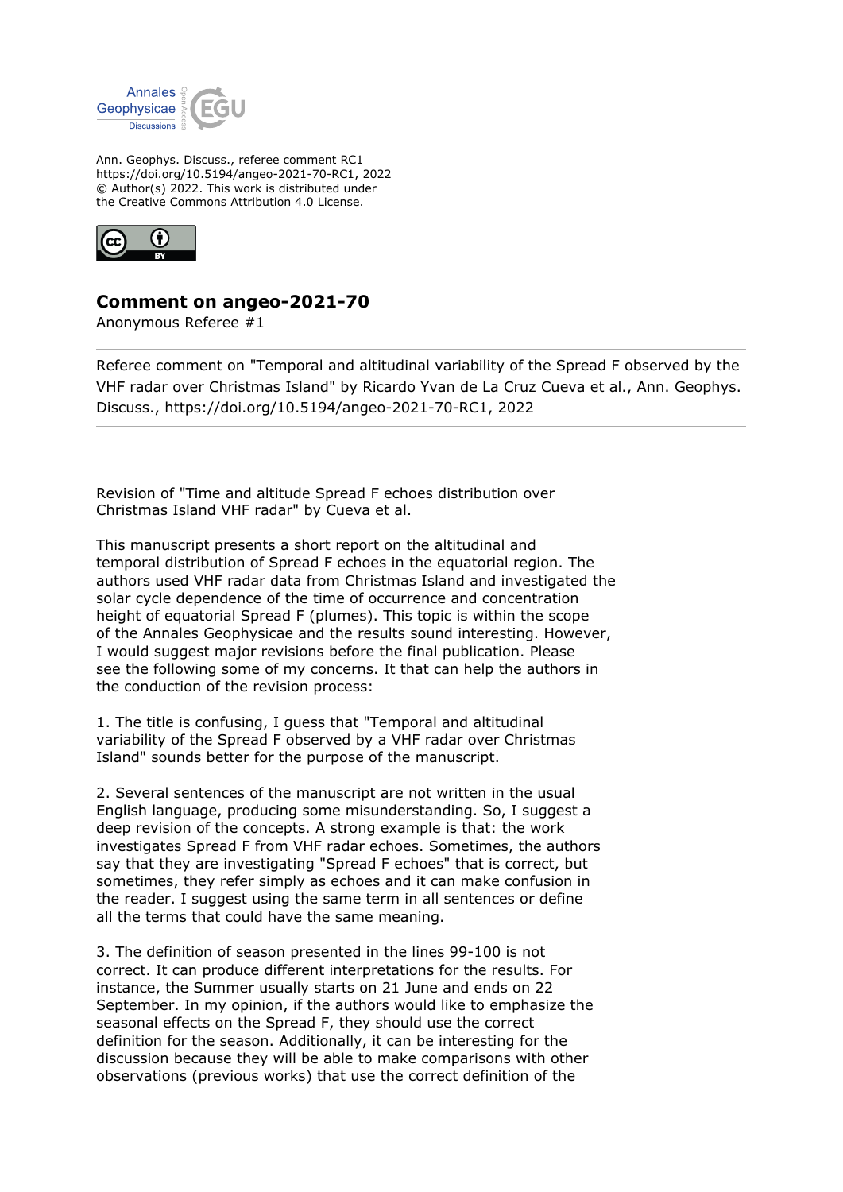Ann. Geophys. Discuss., referee comment RC1
https://doi.org/10.5194/angeo-2021-70-RC1, 2022
© Author(s) 2022. This work is distributed under
the Creative Commons Attribution 4.0 License.

## Comment on angeo-2021-70

Anonymous Referee #1

Referee comment on "Temporal and altitudinal variability of the Spread F observed by the VHF radar over Christmas Island" by Ricardo Yvan de La Cruz Cueva et al., Ann. Geophys. Discuss., https://doi.org/10.5194/angeo-2021-70-RC1, 2022

Revision of "Time and altitude Spread F echoes distribution over Christmas Island VHF radar" by Cueva et al.

This manuscript presents a short report on the altitudinal and temporal distribution of Spread F echoes in the equatorial region. The authors used VHF radar data from Christmas Island and investigated the solar cycle dependence of the time of occurrence and concentration height of equatorial Spread F (plumes). This topic is within the scope of the Annales Geophysicae and the results sound interesting. However, I would suggest major revisions before the final publication. Please see the following some of my concerns. It that can help the authors in the conduction of the revision process:

1. The title is confusing, I guess that "Temporal and altitudinal variability of the Spread F observed by a VHF radar over Christmas Island" sounds better for the purpose of the manuscript.

2. Several sentences of the manuscript are not written in the usual English language, producing some misunderstanding. So, I suggest a deep revision of the concepts. A strong example is that: the work investigates Spread F from VHF radar echoes. Sometimes, the authors say that they are investigating "Spread F echoes" that is correct, but sometimes, they refer simply as echoes and it can make confusion in the reader. I suggest using the same term in all sentences or define all the terms that could have the same meaning.

3. The definition of season presented in the lines 99-100 is not correct. It can produce different interpretations for the results. For instance, the Summer usually starts on 21 June and ends on 22 September. In my opinion, if the authors would like to emphasize the seasonal effects on the Spread F, they should use the correct definition for the season. Additionally, it can be interesting for the discussion because they will be able to make comparisons with other observations (previous works) that use the correct definition of the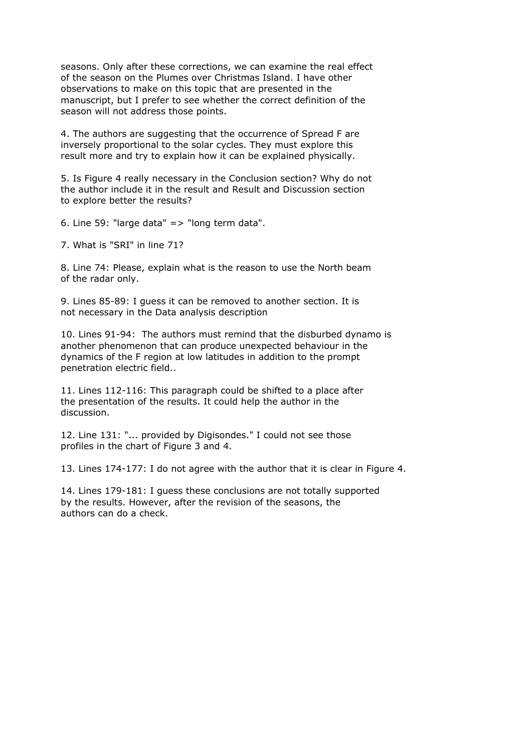seasons. Only after these corrections, we can examine the real effect of the season on the Plumes over Christmas Island. I have other observations to make on this topic that are presented in the manuscript, but I prefer to see whether the correct definition of the season will not address those points.

4. The authors are suggesting that the occurrence of Spread F are inversely proportional to the solar cycles. They must explore this result more and try to explain how it can be explained physically.

5. Is Figure 4 really necessary in the Conclusion section? Why do not the author include it in the result and Result and Discussion section to explore better the results?

6. Line 59: "large data" => "long term data".

7. What is "SRI" in line 71?

8. Line 74: Please, explain what is the reason to use the North beam of the radar only.

9. Lines 85-89: I guess it can be removed to another section. It is not necessary in the Data analysis description

10. Lines 91-94: The authors must remind that the disburbed dynamo is another phenomenon that can produce unexpected behaviour in the dynamics of the F region at low latitudes in addition to the prompt penetration electric field..

11. Lines 112-116: This paragraph could be shifted to a place after the presentation of the results. It could help the author in the discussion.

12. Line 131: "... provided by Digisondes." I could not see those profiles in the chart of Figure 3 and 4.

13. Lines 174-177: I do not agree with the author that it is clear in Figure 4.

14. Lines 179-181: I guess these conclusions are not totally supported by the results. However, after the revision of the seasons, the authors can do a check.